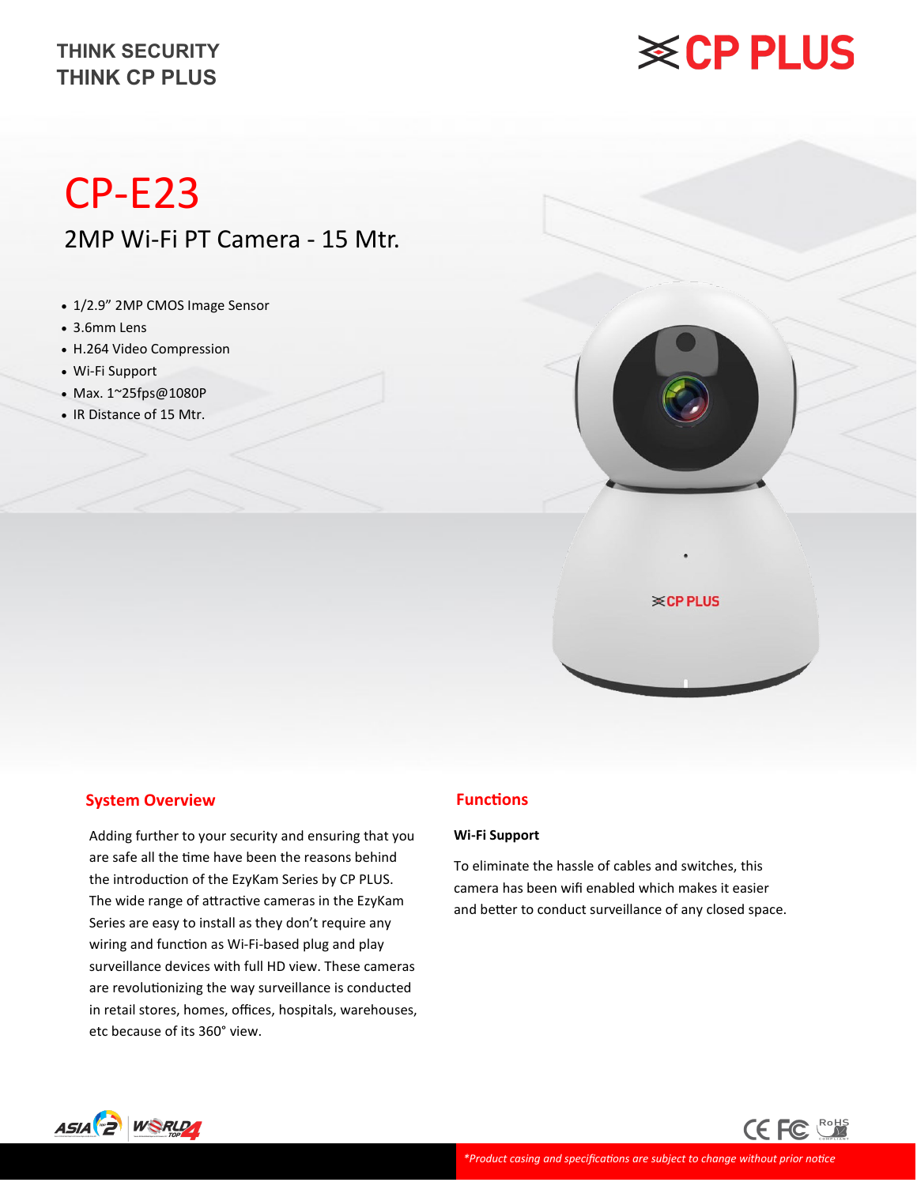THINK SECURITY
THINK CP PLUS

CP PLUS

# CP-E23

## 2MP Wi-Fi PT Camera - 15 Mtr.

- 1/2.9" 2MP CMOS Image Sensor
- 3.6mm Lens
- H.264 Video Compression
- Wi-Fi Support
- Max. 1~25fps@1080P
- IR Distance of 15 Mtr.

### System Overview

Adding further to your security and ensuring that you are safe all the time have been the reasons behind the introduction of the EzyKam Series by CP PLUS. The wide range of attractive cameras in the EzyKam Series are easy to install as they don't require any wiring and function as Wi-Fi-based plug and play surveillance devices with full HD view. These cameras are revolutionizing the way surveillance is conducted in retail stores, homes, offices, hospitals, warehouses, etc because of its 360° view.

### Functions

**Wi-Fi Support**

To eliminate the hassle of cables and switches, this camera has been wifi enabled which makes it easier and better to conduct surveillance of any closed space.

*\*Product casing and specifications are subject to change without prior notice*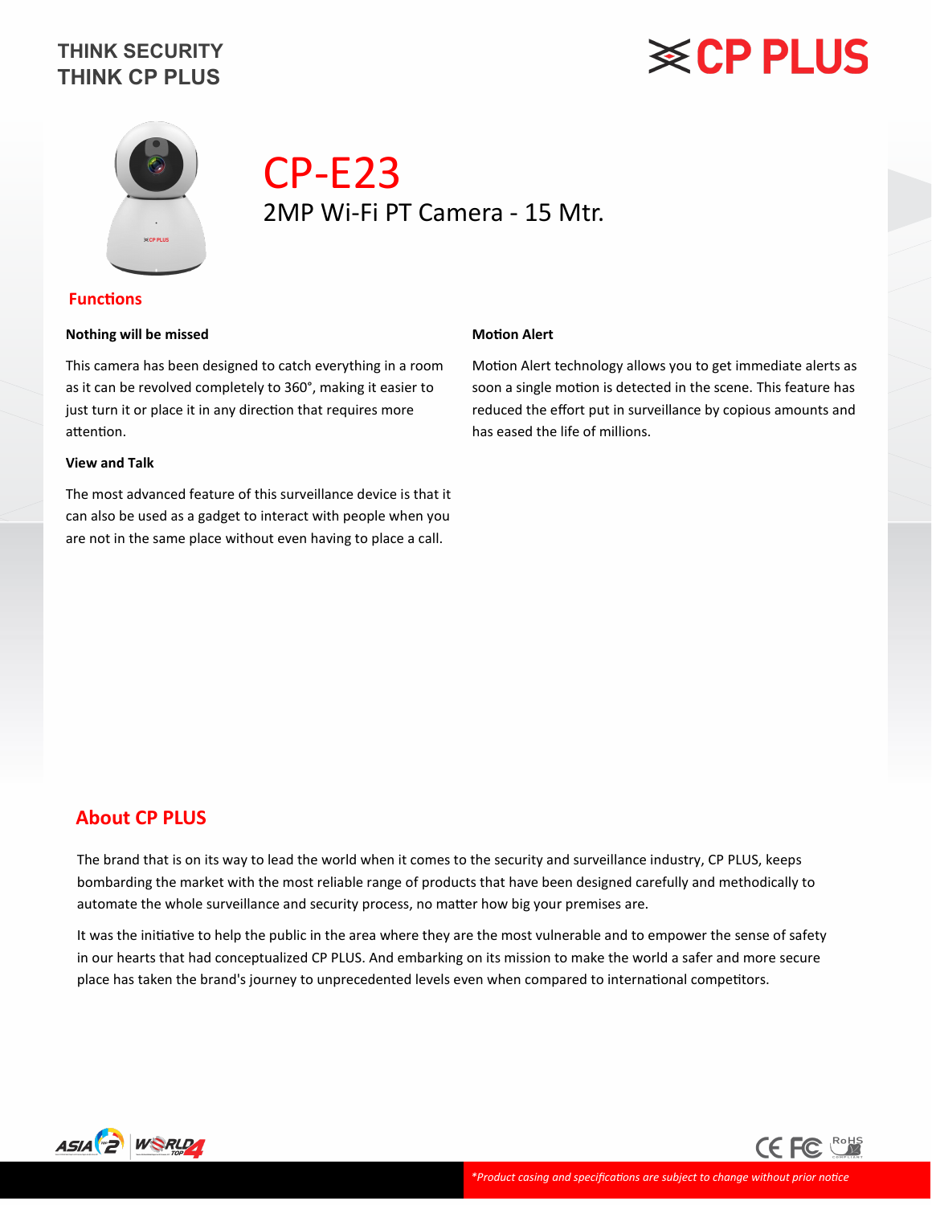THINK SECURITY
THINK CP PLUS

# CP-E23

2MP Wi-Fi PT Camera - 15 Mtr.

## Functions

### Nothing will be missed

This camera has been designed to catch everything in a room as it can be revolved completely to 360°, making it easier to just turn it or place it in any direction that requires more attention.

### View and Talk

The most advanced feature of this surveillance device is that it can also be used as a gadget to interact with people when you are not in the same place without even having to place a call.

### Motion Alert

Motion Alert technology allows you to get immediate alerts as soon a single motion is detected in the scene. This feature has reduced the effort put in surveillance by copious amounts and has eased the life of millions.

## About CP PLUS

The brand that is on its way to lead the world when it comes to the security and surveillance industry, CP PLUS, keeps bombarding the market with the most reliable range of products that have been designed carefully and methodically to automate the whole surveillance and security process, no matter how big your premises are.

It was the initiative to help the public in the area where they are the most vulnerable and to empower the sense of safety in our hearts that had conceptualized CP PLUS. And embarking on its mission to make the world a safer and more secure place has taken the brand's journey to unprecedented levels even when compared to international competitors.

*Product casing and specifications are subject to change without prior notice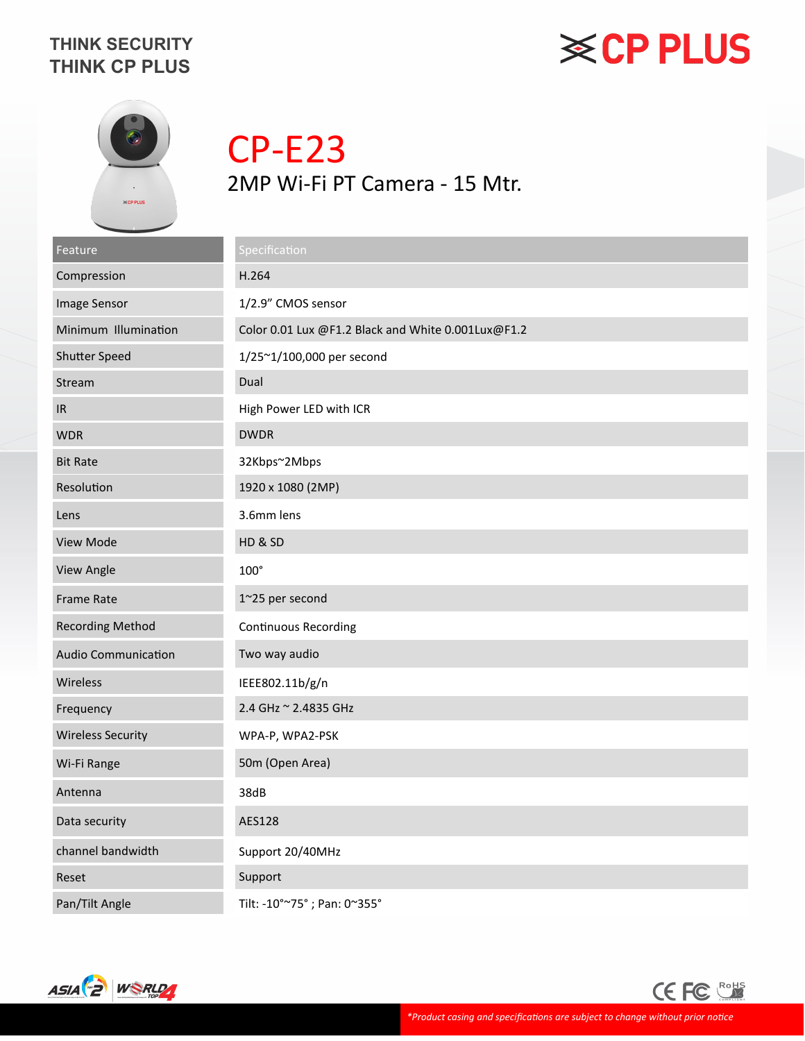THINK SECURITY
THINK CP PLUS

CP PLUS

# CP-E23

## 2MP Wi-Fi PT Camera - 15 Mtr.

| Feature | Specification |
|---|---|
| Compression | H.264 |
| Image Sensor | 1/2.9" CMOS sensor |
| Minimum Illumination | Color 0.01 Lux @F1.2 Black and White 0.001Lux@F1.2 |
| Shutter Speed | 1/25~1/100,000 per second |
| Stream | Dual |
| IR | High Power LED with ICR |
| WDR | DWDR |
| Bit Rate | 32Kbps~2Mbps |
| Resolution | 1920 x 1080 (2MP) |
| Lens | 3.6mm lens |
| View Mode | HD & SD |
| View Angle | 100° |
| Frame Rate | 1~25 per second |
| Recording Method | Continuous Recording |
| Audio Communication | Two way audio |
| Wireless | IEEE802.11b/g/n |
| Frequency | 2.4 GHz ~ 2.4835 GHz |
| Wireless Security | WPA-P, WPA2-PSK |
| Wi-Fi Range | 50m (Open Area) |
| Antenna | 38dB |
| Data security | AES128 |
| channel bandwidth | Support 20/40MHz |
| Reset | Support |
| Pan/Tilt Angle | Tilt: -10°~75° ; Pan: 0~355° |

*Product casing and specifications are subject to change without prior notice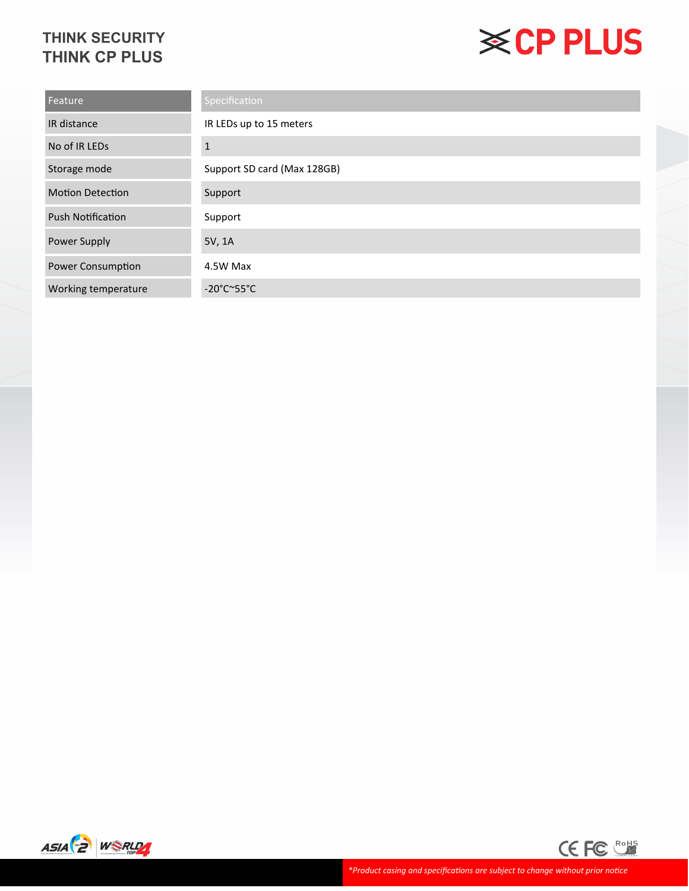| Feature | Specification |
|---|---|
| IR distance | IR LEDs up to 15 meters |
| No of IR LEDs | 1 |
| Storage mode | Support SD card (Max 128GB) |
| Motion Detection | Support |
| Push Notification | Support |
| Power Supply | 5V, 1A |
| Power Consumption | 4.5W Max |
| Working temperature | -20°C~55°C |

*Product casing and specifications are subject to change without prior notice*